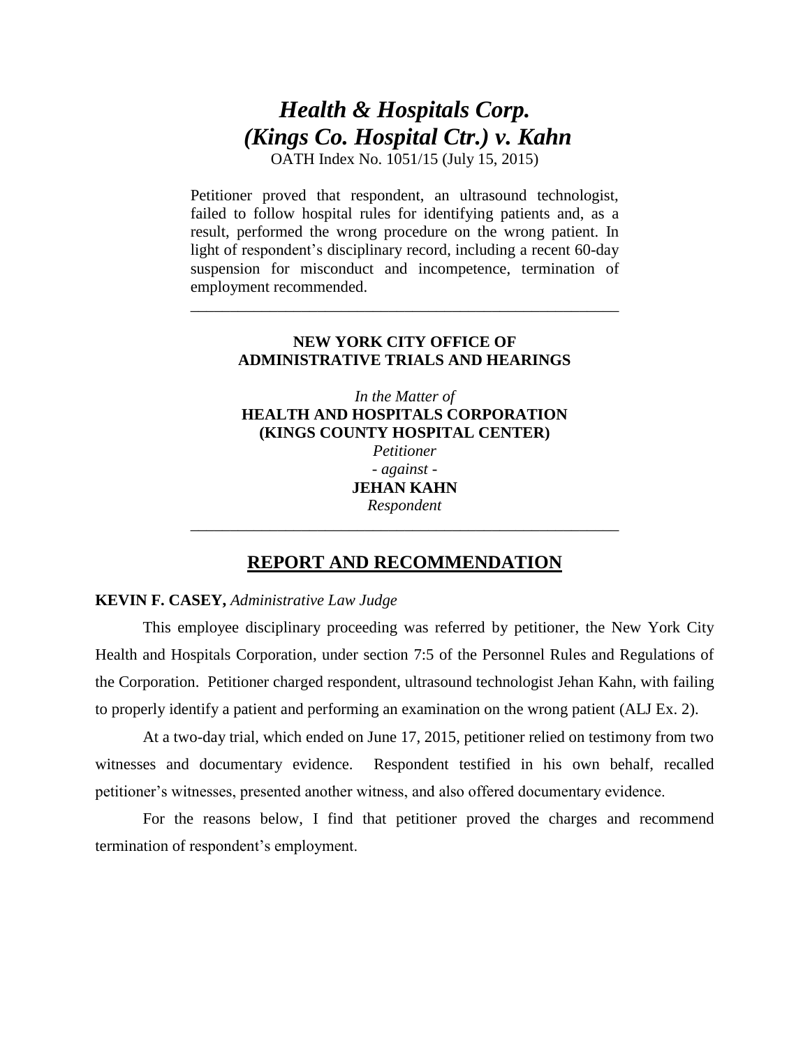# *Health & Hospitals Corp. (Kings Co. Hospital Ctr.) v. Kahn*

OATH Index No. 1051/15 (July 15, 2015)

Petitioner proved that respondent, an ultrasound technologist, failed to follow hospital rules for identifying patients and, as a result, performed the wrong procedure on the wrong patient. In light of respondent's disciplinary record, including a recent 60-day suspension for misconduct and incompetence, termination of employment recommended.

---

**NEW YORK CITY OFFICE OF ADMINISTRATIVE TRIALS AND HEARINGS**

*In the Matter of*
**HEALTH AND HOSPITALS CORPORATION (KINGS COUNTY HOSPITAL CENTER)**
*Petitioner*
*- against -*
**JEHAN KAHN**
*Respondent*

---

## REPORT AND RECOMMENDATION

**KEVIN F. CASEY,** *Administrative Law Judge*

This employee disciplinary proceeding was referred by petitioner, the New York City Health and Hospitals Corporation, under section 7:5 of the Personnel Rules and Regulations of the Corporation. Petitioner charged respondent, ultrasound technologist Jehan Kahn, with failing to properly identify a patient and performing an examination on the wrong patient (ALJ Ex. 2).

At a two-day trial, which ended on June 17, 2015, petitioner relied on testimony from two witnesses and documentary evidence. Respondent testified in his own behalf, recalled petitioner's witnesses, presented another witness, and also offered documentary evidence.

For the reasons below, I find that petitioner proved the charges and recommend termination of respondent's employment.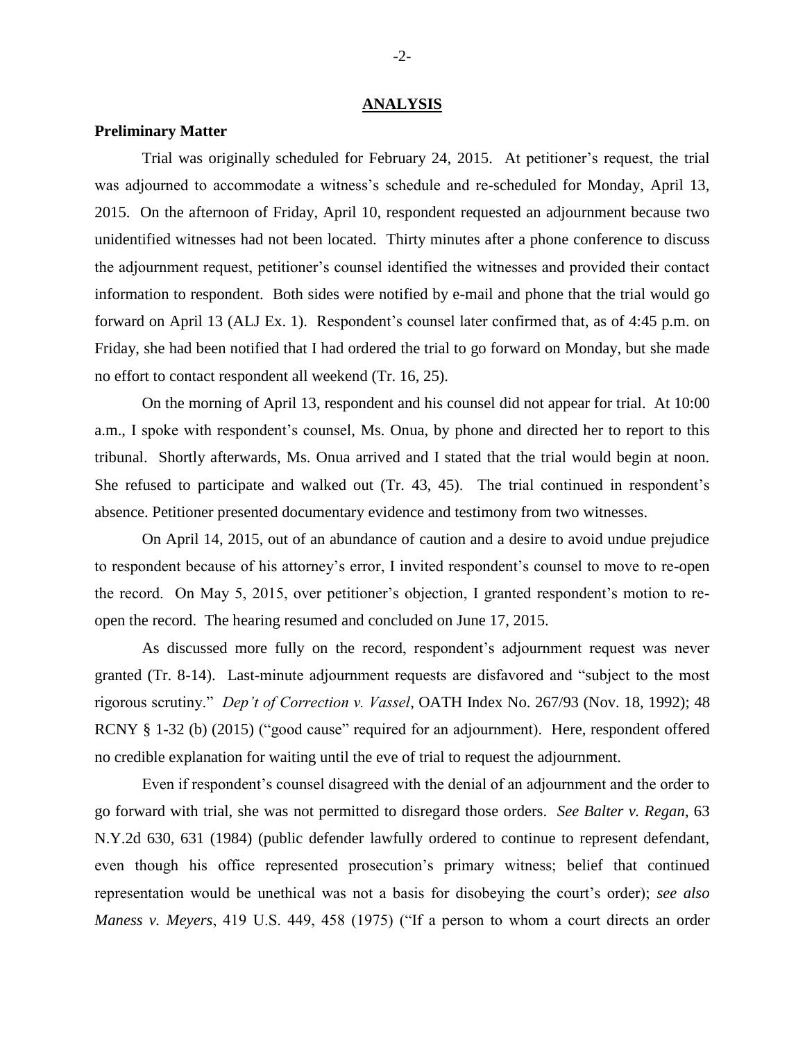## ANALYSIS

### Preliminary Matter

Trial was originally scheduled for February 24, 2015. At petitioner's request, the trial was adjourned to accommodate a witness's schedule and re-scheduled for Monday, April 13, 2015. On the afternoon of Friday, April 10, respondent requested an adjournment because two unidentified witnesses had not been located. Thirty minutes after a phone conference to discuss the adjournment request, petitioner's counsel identified the witnesses and provided their contact information to respondent. Both sides were notified by e-mail and phone that the trial would go forward on April 13 (ALJ Ex. 1). Respondent's counsel later confirmed that, as of 4:45 p.m. on Friday, she had been notified that I had ordered the trial to go forward on Monday, but she made no effort to contact respondent all weekend (Tr. 16, 25).

On the morning of April 13, respondent and his counsel did not appear for trial. At 10:00 a.m., I spoke with respondent's counsel, Ms. Onua, by phone and directed her to report to this tribunal. Shortly afterwards, Ms. Onua arrived and I stated that the trial would begin at noon. She refused to participate and walked out (Tr. 43, 45). The trial continued in respondent's absence. Petitioner presented documentary evidence and testimony from two witnesses.

On April 14, 2015, out of an abundance of caution and a desire to avoid undue prejudice to respondent because of his attorney's error, I invited respondent's counsel to move to re-open the record. On May 5, 2015, over petitioner's objection, I granted respondent's motion to re-open the record. The hearing resumed and concluded on June 17, 2015.

As discussed more fully on the record, respondent's adjournment request was never granted (Tr. 8-14). Last-minute adjournment requests are disfavored and "subject to the most rigorous scrutiny." *Dep't of Correction v. Vassel*, OATH Index No. 267/93 (Nov. 18, 1992); 48 RCNY § 1-32 (b) (2015) ("good cause" required for an adjournment). Here, respondent offered no credible explanation for waiting until the eve of trial to request the adjournment.

Even if respondent's counsel disagreed with the denial of an adjournment and the order to go forward with trial, she was not permitted to disregard those orders. *See Balter v. Regan*, 63 N.Y.2d 630, 631 (1984) (public defender lawfully ordered to continue to represent defendant, even though his office represented prosecution's primary witness; belief that continued representation would be unethical was not a basis for disobeying the court's order); *see also Maness v. Meyers*, 419 U.S. 449, 458 (1975) ("If a person to whom a court directs an order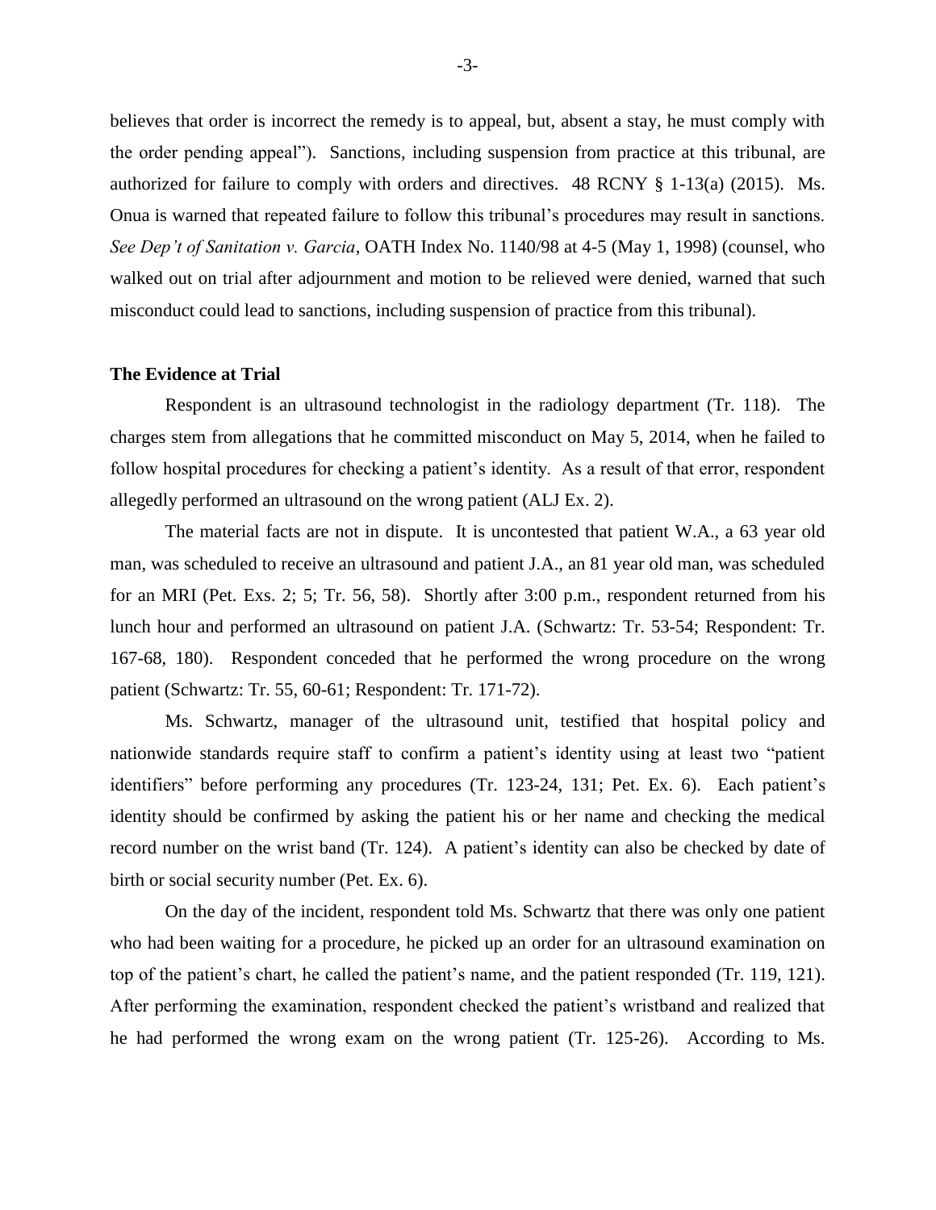believes that order is incorrect the remedy is to appeal, but, absent a stay, he must comply with the order pending appeal"). Sanctions, including suspension from practice at this tribunal, are authorized for failure to comply with orders and directives. 48 RCNY § 1-13(a) (2015). Ms. Onua is warned that repeated failure to follow this tribunal's procedures may result in sanctions. *See Dep't of Sanitation v. Garcia*, OATH Index No. 1140/98 at 4-5 (May 1, 1998) (counsel, who walked out on trial after adjournment and motion to be relieved were denied, warned that such misconduct could lead to sanctions, including suspension of practice from this tribunal).

**The Evidence at Trial**

Respondent is an ultrasound technologist in the radiology department (Tr. 118). The charges stem from allegations that he committed misconduct on May 5, 2014, when he failed to follow hospital procedures for checking a patient's identity. As a result of that error, respondent allegedly performed an ultrasound on the wrong patient (ALJ Ex. 2).

The material facts are not in dispute. It is uncontested that patient W.A., a 63 year old man, was scheduled to receive an ultrasound and patient J.A., an 81 year old man, was scheduled for an MRI (Pet. Exs. 2; 5; Tr. 56, 58). Shortly after 3:00 p.m., respondent returned from his lunch hour and performed an ultrasound on patient J.A. (Schwartz: Tr. 53-54; Respondent: Tr. 167-68, 180). Respondent conceded that he performed the wrong procedure on the wrong patient (Schwartz: Tr. 55, 60-61; Respondent: Tr. 171-72).

Ms. Schwartz, manager of the ultrasound unit, testified that hospital policy and nationwide standards require staff to confirm a patient's identity using at least two "patient identifiers" before performing any procedures (Tr. 123-24, 131; Pet. Ex. 6). Each patient's identity should be confirmed by asking the patient his or her name and checking the medical record number on the wrist band (Tr. 124). A patient's identity can also be checked by date of birth or social security number (Pet. Ex. 6).

On the day of the incident, respondent told Ms. Schwartz that there was only one patient who had been waiting for a procedure, he picked up an order for an ultrasound examination on top of the patient's chart, he called the patient's name, and the patient responded (Tr. 119, 121). After performing the examination, respondent checked the patient's wristband and realized that he had performed the wrong exam on the wrong patient (Tr. 125-26). According to Ms.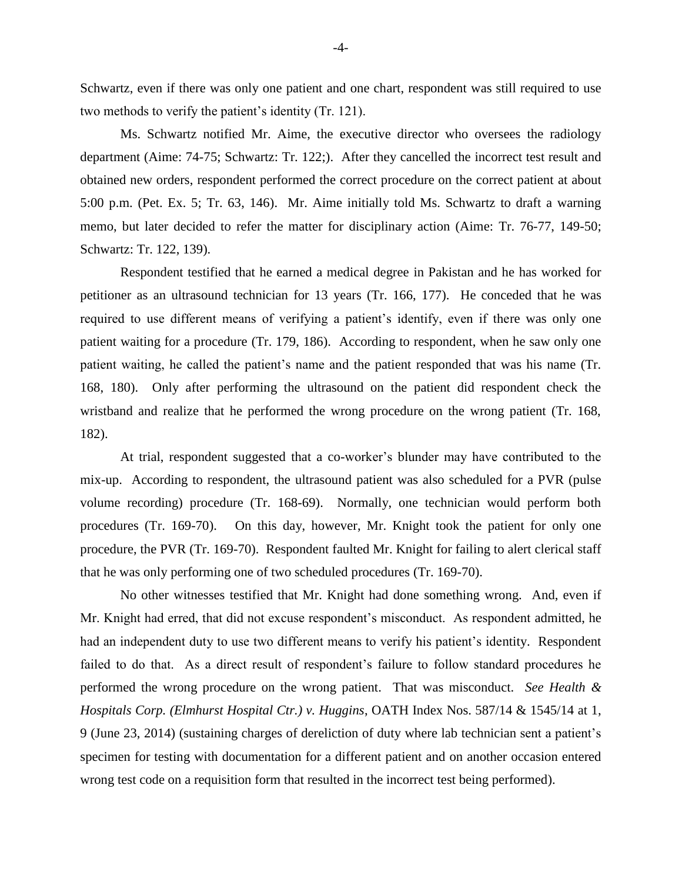Schwartz, even if there was only one patient and one chart, respondent was still required to use two methods to verify the patient's identity (Tr. 121).

Ms. Schwartz notified Mr. Aime, the executive director who oversees the radiology department (Aime: 74-75; Schwartz: Tr. 122;). After they cancelled the incorrect test result and obtained new orders, respondent performed the correct procedure on the correct patient at about 5:00 p.m. (Pet. Ex. 5; Tr. 63, 146). Mr. Aime initially told Ms. Schwartz to draft a warning memo, but later decided to refer the matter for disciplinary action (Aime: Tr. 76-77, 149-50; Schwartz: Tr. 122, 139).

Respondent testified that he earned a medical degree in Pakistan and he has worked for petitioner as an ultrasound technician for 13 years (Tr. 166, 177). He conceded that he was required to use different means of verifying a patient's identify, even if there was only one patient waiting for a procedure (Tr. 179, 186). According to respondent, when he saw only one patient waiting, he called the patient's name and the patient responded that was his name (Tr. 168, 180). Only after performing the ultrasound on the patient did respondent check the wristband and realize that he performed the wrong procedure on the wrong patient (Tr. 168, 182).

At trial, respondent suggested that a co-worker's blunder may have contributed to the mix-up. According to respondent, the ultrasound patient was also scheduled for a PVR (pulse volume recording) procedure (Tr. 168-69). Normally, one technician would perform both procedures (Tr. 169-70). On this day, however, Mr. Knight took the patient for only one procedure, the PVR (Tr. 169-70). Respondent faulted Mr. Knight for failing to alert clerical staff that he was only performing one of two scheduled procedures (Tr. 169-70).

No other witnesses testified that Mr. Knight had done something wrong. And, even if Mr. Knight had erred, that did not excuse respondent's misconduct. As respondent admitted, he had an independent duty to use two different means to verify his patient's identity. Respondent failed to do that. As a direct result of respondent's failure to follow standard procedures he performed the wrong procedure on the wrong patient. That was misconduct. *See Health & Hospitals Corp. (Elmhurst Hospital Ctr.) v. Huggins*, OATH Index Nos. 587/14 & 1545/14 at 1, 9 (June 23, 2014) (sustaining charges of dereliction of duty where lab technician sent a patient's specimen for testing with documentation for a different patient and on another occasion entered wrong test code on a requisition form that resulted in the incorrect test being performed).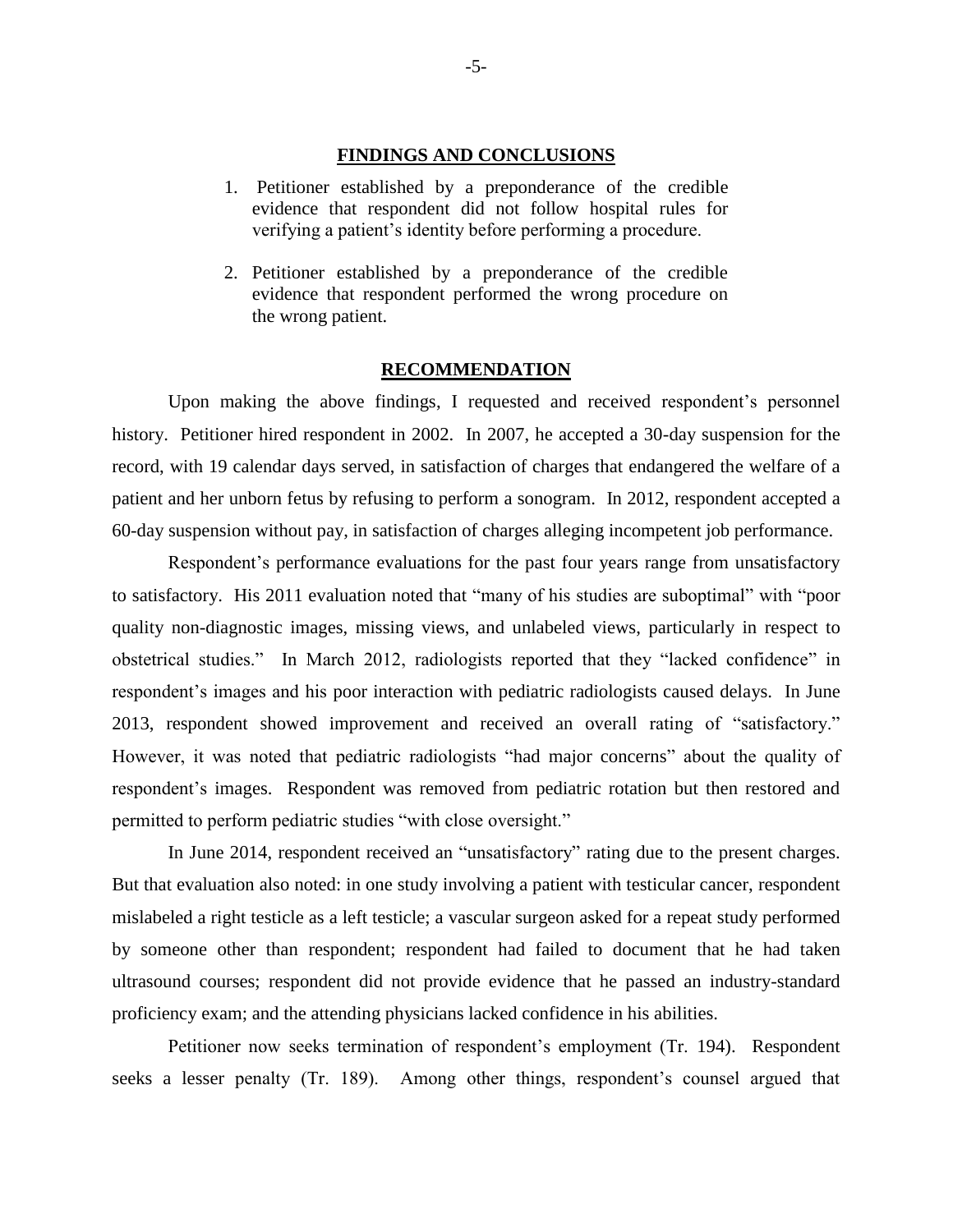## FINDINGS AND CONCLUSIONS

1. Petitioner established by a preponderance of the credible evidence that respondent did not follow hospital rules for verifying a patient's identity before performing a procedure.

2. Petitioner established by a preponderance of the credible evidence that respondent performed the wrong procedure on the wrong patient.

## RECOMMENDATION

Upon making the above findings, I requested and received respondent's personnel history. Petitioner hired respondent in 2002. In 2007, he accepted a 30-day suspension for the record, with 19 calendar days served, in satisfaction of charges that endangered the welfare of a patient and her unborn fetus by refusing to perform a sonogram. In 2012, respondent accepted a 60-day suspension without pay, in satisfaction of charges alleging incompetent job performance.

Respondent's performance evaluations for the past four years range from unsatisfactory to satisfactory. His 2011 evaluation noted that "many of his studies are suboptimal" with "poor quality non-diagnostic images, missing views, and unlabeled views, particularly in respect to obstetrical studies." In March 2012, radiologists reported that they "lacked confidence" in respondent's images and his poor interaction with pediatric radiologists caused delays. In June 2013, respondent showed improvement and received an overall rating of "satisfactory." However, it was noted that pediatric radiologists "had major concerns" about the quality of respondent's images. Respondent was removed from pediatric rotation but then restored and permitted to perform pediatric studies "with close oversight."

In June 2014, respondent received an "unsatisfactory" rating due to the present charges. But that evaluation also noted: in one study involving a patient with testicular cancer, respondent mislabeled a right testicle as a left testicle; a vascular surgeon asked for a repeat study performed by someone other than respondent; respondent had failed to document that he had taken ultrasound courses; respondent did not provide evidence that he passed an industry-standard proficiency exam; and the attending physicians lacked confidence in his abilities.

Petitioner now seeks termination of respondent's employment (Tr. 194). Respondent seeks a lesser penalty (Tr. 189). Among other things, respondent's counsel argued that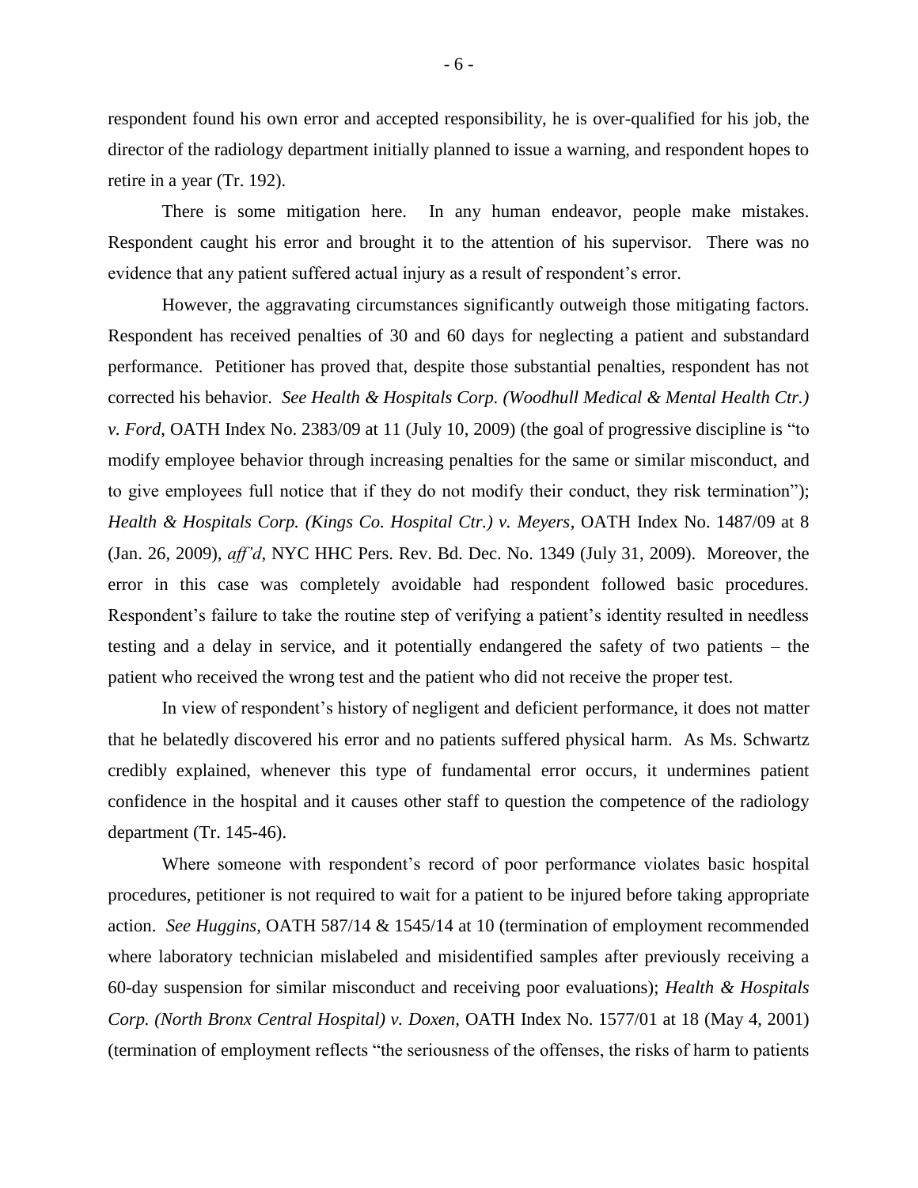respondent found his own error and accepted responsibility, he is over-qualified for his job, the director of the radiology department initially planned to issue a warning, and respondent hopes to retire in a year (Tr. 192).

There is some mitigation here. In any human endeavor, people make mistakes. Respondent caught his error and brought it to the attention of his supervisor. There was no evidence that any patient suffered actual injury as a result of respondent's error.

However, the aggravating circumstances significantly outweigh those mitigating factors. Respondent has received penalties of 30 and 60 days for neglecting a patient and substandard performance. Petitioner has proved that, despite those substantial penalties, respondent has not corrected his behavior. *See Health & Hospitals Corp. (Woodhull Medical & Mental Health Ctr.) v. Ford*, OATH Index No. 2383/09 at 11 (July 10, 2009) (the goal of progressive discipline is "to modify employee behavior through increasing penalties for the same or similar misconduct, and to give employees full notice that if they do not modify their conduct, they risk termination"); *Health & Hospitals Corp. (Kings Co. Hospital Ctr.) v. Meyers*, OATH Index No. 1487/09 at 8 (Jan. 26, 2009), *aff'd*, NYC HHC Pers. Rev. Bd. Dec. No. 1349 (July 31, 2009). Moreover, the error in this case was completely avoidable had respondent followed basic procedures. Respondent's failure to take the routine step of verifying a patient's identity resulted in needless testing and a delay in service, and it potentially endangered the safety of two patients – the patient who received the wrong test and the patient who did not receive the proper test.

In view of respondent's history of negligent and deficient performance, it does not matter that he belatedly discovered his error and no patients suffered physical harm. As Ms. Schwartz credibly explained, whenever this type of fundamental error occurs, it undermines patient confidence in the hospital and it causes other staff to question the competence of the radiology department (Tr. 145-46).

Where someone with respondent's record of poor performance violates basic hospital procedures, petitioner is not required to wait for a patient to be injured before taking appropriate action. *See Huggins*, OATH 587/14 & 1545/14 at 10 (termination of employment recommended where laboratory technician mislabeled and misidentified samples after previously receiving a 60-day suspension for similar misconduct and receiving poor evaluations); *Health & Hospitals Corp. (North Bronx Central Hospital) v. Doxen,* OATH Index No. 1577/01 at 18 (May 4, 2001) (termination of employment reflects "the seriousness of the offenses, the risks of harm to patients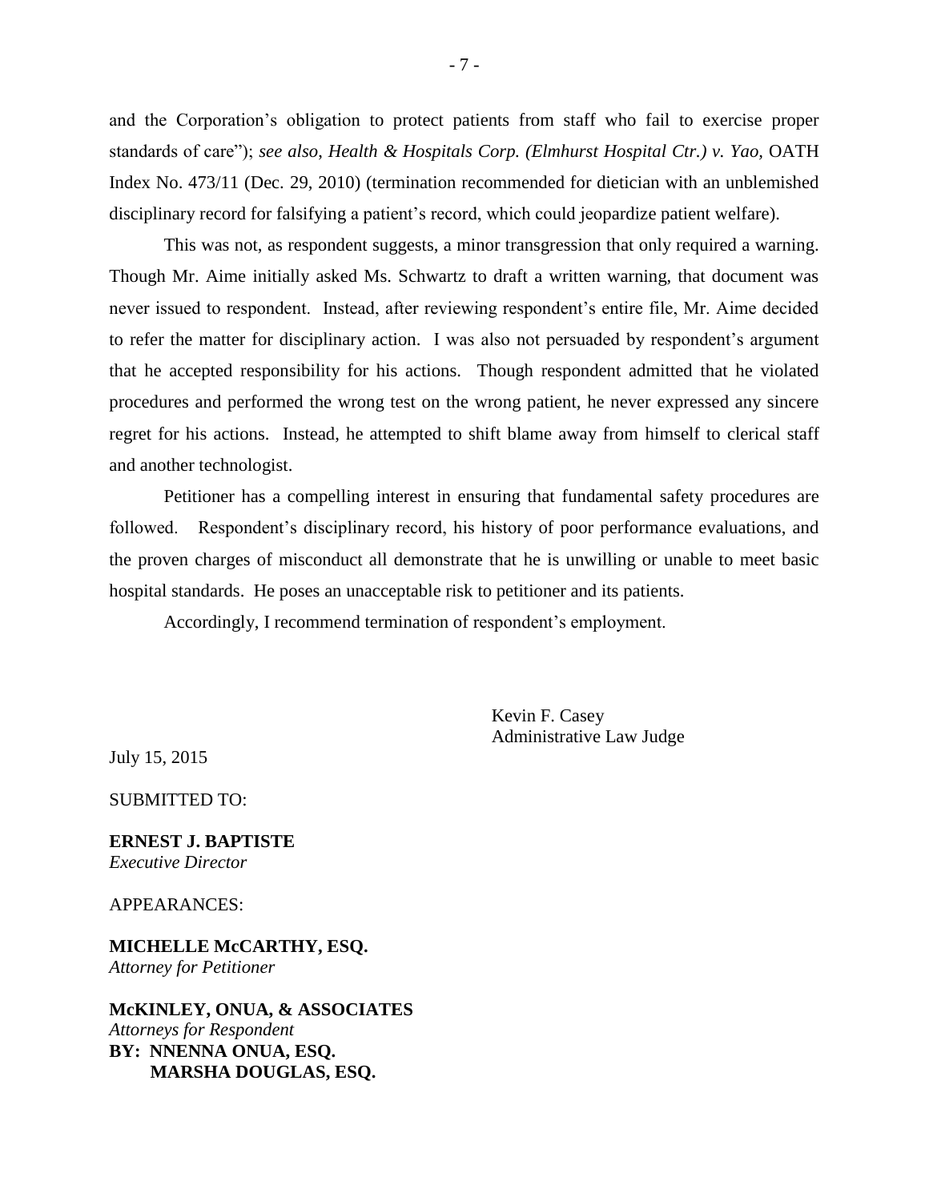and the Corporation's obligation to protect patients from staff who fail to exercise proper standards of care"); *see also, Health & Hospitals Corp. (Elmhurst Hospital Ctr.) v. Yao*, OATH Index No. 473/11 (Dec. 29, 2010) (termination recommended for dietician with an unblemished disciplinary record for falsifying a patient's record, which could jeopardize patient welfare).

This was not, as respondent suggests, a minor transgression that only required a warning. Though Mr. Aime initially asked Ms. Schwartz to draft a written warning, that document was never issued to respondent. Instead, after reviewing respondent's entire file, Mr. Aime decided to refer the matter for disciplinary action. I was also not persuaded by respondent's argument that he accepted responsibility for his actions. Though respondent admitted that he violated procedures and performed the wrong test on the wrong patient, he never expressed any sincere regret for his actions. Instead, he attempted to shift blame away from himself to clerical staff and another technologist.

Petitioner has a compelling interest in ensuring that fundamental safety procedures are followed. Respondent's disciplinary record, his history of poor performance evaluations, and the proven charges of misconduct all demonstrate that he is unwilling or unable to meet basic hospital standards. He poses an unacceptable risk to petitioner and its patients.

Accordingly, I recommend termination of respondent's employment.

Kevin F. Casey
Administrative Law Judge

July 15, 2015

SUBMITTED TO:

**ERNEST J. BAPTISTE**
*Executive Director*

APPEARANCES:

**MICHELLE McCARTHY, ESQ.**
*Attorney for Petitioner*

**McKINLEY, ONUA, & ASSOCIATES**
*Attorneys for Respondent*
**BY: NNENNA ONUA, ESQ.**
**MARSHA DOUGLAS, ESQ.**